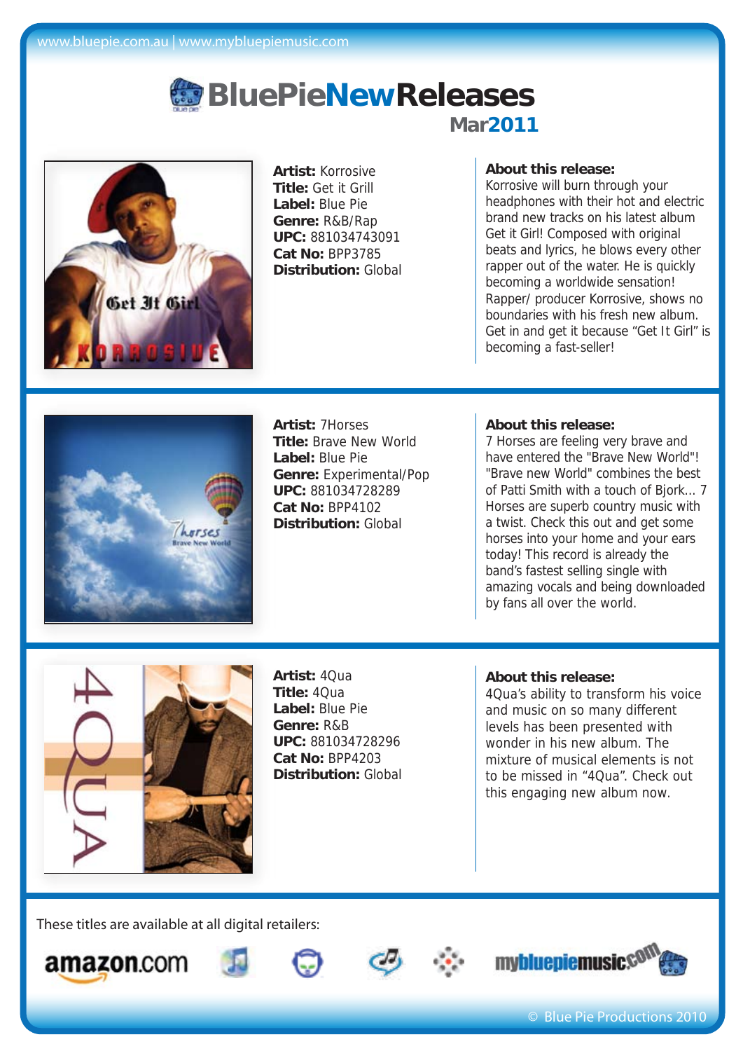www.bluepie.com.au | www.mybluepiemusic.com

# BluePieNewReleases

## Mar2011

**Artist:** Korrosive
**Title:** Get it Grill
**Label:** Blue Pie
**Genre:** R&B/Rap
**UPC:** 881034743091
**Cat No:** BPP3785
**Distribution:** Global

**About this release:**
Korrosive will burn through your headphones with their hot and electric brand new tracks on his latest album Get it Girl! Composed with original beats and lyrics, he blows every other rapper out of the water. He is quickly becoming a worldwide sensation! Rapper/ producer Korrosive, shows no boundaries with his fresh new album. Get in and get it because "Get It Girl" is becoming a fast-seller!

---

**Artist:** 7Horses
**Title:** Brave New World
**Label:** Blue Pie
**Genre:** Experimental/Pop
**UPC:** 881034728289
**Cat No:** BPP4102
**Distribution:** Global

**About this release:**
7 Horses are feeling very brave and have entered the "Brave New World"! "Brave new World" combines the best of Patti Smith with a touch of Bjork... 7 Horses are superb country music with a twist. Check this out and get some horses into your home and your ears today! This record is already the band's fastest selling single with amazing vocals and being downloaded by fans all over the world.

---

**Artist:** 4Qua
**Title:** 4Qua
**Label:** Blue Pie
**Genre:** R&B
**UPC:** 881034728296
**Cat No:** BPP4203
**Distribution:** Global

**About this release:**
4Qua's ability to transform his voice and music on so many different levels has been presented with wonder in his new album. The mixture of musical elements is not to be missed in "4Qua". Check out this engaging new album now.

---

These titles are available at all digital retailers:

amazon.com mybluepiemusic.com

© Blue Pie Productions 2010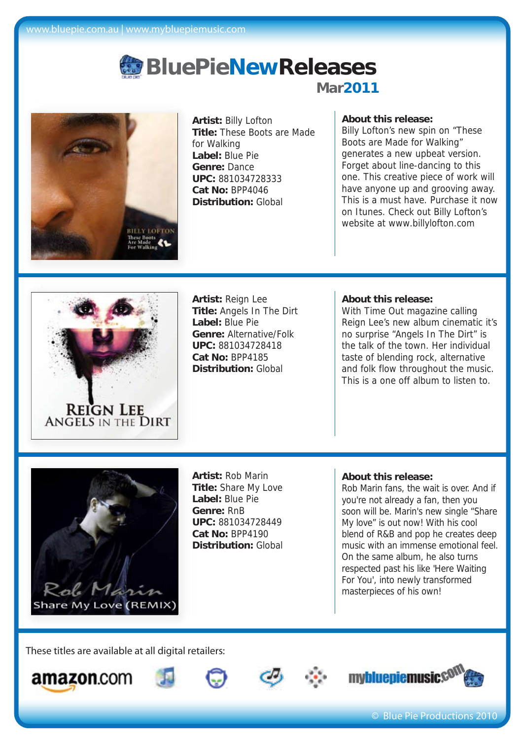www.bluepie.com.au | www.mybluepiemusic.com

# BluePieNewReleases

## Mar2011

**Artist:** Billy Lofton
**Title:** These Boots are Made for Walking
**Label:** Blue Pie
**Genre:** Dance
**UPC:** 881034728333
**Cat No:** BPP4046
**Distribution:** Global

**About this release:**
Billy Lofton's new spin on "These Boots are Made for Walking" generates a new upbeat version. Forget about line-dancing to this one. This creative piece of work will have anyone up and grooving away. This is a must have. Purchase it now on Itunes. Check out Billy Lofton's website at www.billylofton.com

---

**Artist:** Reign Lee
**Title:** Angels In The Dirt
**Label:** Blue Pie
**Genre:** Alternative/Folk
**UPC:** 881034728418
**Cat No:** BPP4185
**Distribution:** Global

**About this release:**
With Time Out magazine calling Reign Lee's new album cinematic it's no surprise "Angels In The Dirt" is the talk of the town. Her individual taste of blending rock, alternative and folk flow throughout the music. This is a one off album to listen to.

---

**Artist:** Rob Marin
**Title:** Share My Love
**Label:** Blue Pie
**Genre:** RnB
**UPC:** 881034728449
**Cat No:** BPP4190
**Distribution:** Global

**About this release:**
Rob Marin fans, the wait is over. And if you're not already a fan, then you soon will be. Marin's new single "Share My love" is out now! With his cool blend of R&B and pop he creates deep music with an immense emotional feel. On the same album, he also turns respected past his like 'Here Waiting For You', into newly transformed masterpieces of his own!

---

These titles are available at all digital retailers:

amazon.com mybluepiemusic.com

© Blue Pie Productions 2010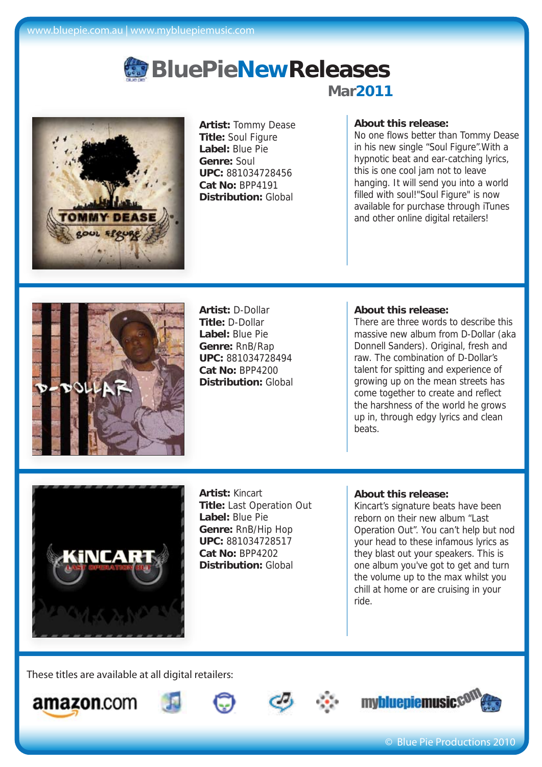# BluePieNewReleases

**Mar2011**

**Artist:** Tommy Dease
**Title:** Soul Figure
**Label:** Blue Pie
**Genre:** Soul
**UPC:** 881034728456
**Cat No:** BPP4191
**Distribution:** Global

**About this release:**
No one flows better than Tommy Dease in his new single "Soul Figure".With a hypnotic beat and ear-catching lyrics, this is one cool jam not to leave hanging. It will send you into a world filled with soul!"Soul Figure" is now available for purchase through iTunes and other online digital retailers!

---

**Artist:** D-Dollar
**Title:** D-Dollar
**Label:** Blue Pie
**Genre:** RnB/Rap
**UPC:** 881034728494
**Cat No:** BPP4200
**Distribution:** Global

**About this release:**
There are three words to describe this massive new album from D-Dollar (aka Donnell Sanders). Original, fresh and raw. The combination of D-Dollar's talent for spitting and experience of growing up on the mean streets has come together to create and reflect the harshness of the world he grows up in, through edgy lyrics and clean beats.

---

**Artist:** Kincart
**Title:** Last Operation Out
**Label:** Blue Pie
**Genre:** RnB/Hip Hop
**UPC:** 881034728517
**Cat No:** BPP4202
**Distribution:** Global

**About this release:**
Kincart's signature beats have been reborn on their new album "Last Operation Out". You can't help but nod your head to these infamous lyrics as they blast out your speakers. This is one album you've got to get and turn the volume up to the max whilst you chill at home or are cruising in your ride.

---

These titles are available at all digital retailers:

amazon.com mybluepiemusic.com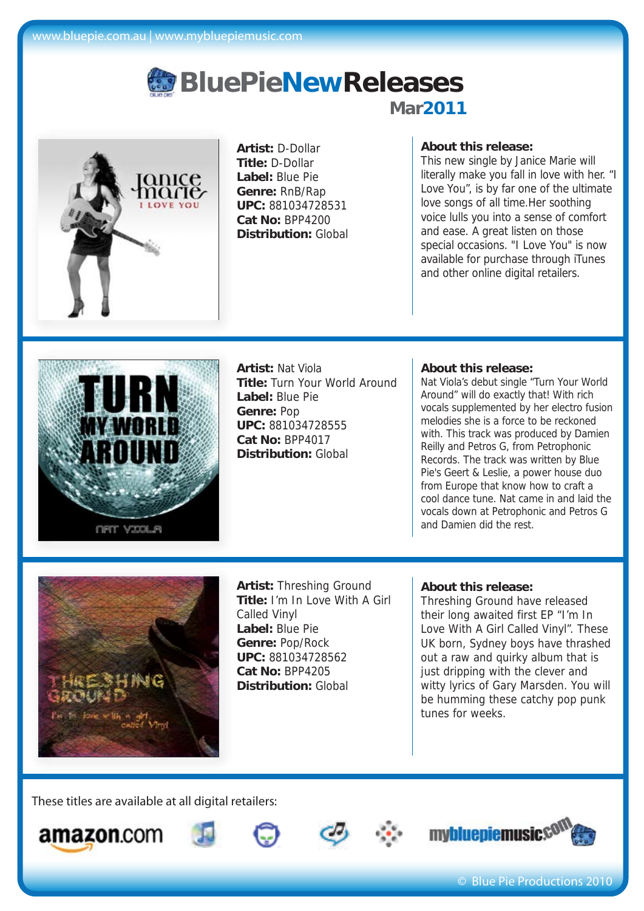www.bluepie.com.au | www.mybluepiemusic.com

# BluePieNewReleases

## Mar2011

**Artist:** D-Dollar
**Title:** D-Dollar
**Label:** Blue Pie
**Genre:** RnB/Rap
**UPC:** 881034728531
**Cat No:** BPP4200
**Distribution:** Global

**About this release:**
This new single by Janice Marie will literally make you fall in love with her. "I Love You", is by far one of the ultimate love songs of all time.Her soothing voice lulls you into a sense of comfort and ease. A great listen on those special occasions. "I Love You" is now available for purchase through iTunes and other online digital retailers.

---

**Artist:** Nat Viola
**Title:** Turn Your World Around
**Label:** Blue Pie
**Genre:** Pop
**UPC:** 881034728555
**Cat No:** BPP4017
**Distribution:** Global

**About this release:**
Nat Viola's debut single "Turn Your World Around" will do exactly that! With rich vocals supplemented by her electro fusion melodies she is a force to be reckoned with. This track was produced by Damien Reilly and Petros G, from Petrophonic Records. The track was written by Blue Pie's Geert & Leslie, a power house duo from Europe that know how to craft a cool dance tune. Nat came in and laid the vocals down at Petrophonic and Petros G and Damien did the rest.

---

**Artist:** Threshing Ground
**Title:** I'm In Love With A Girl Called Vinyl
**Label:** Blue Pie
**Genre:** Pop/Rock
**UPC:** 881034728562
**Cat No:** BPP4205
**Distribution:** Global

**About this release:**
Threshing Ground have released their long awaited first EP "I'm In Love With A Girl Called Vinyl". These UK born, Sydney boys have thrashed out a raw and quirky album that is just dripping with the clever and witty lyrics of Gary Marsden. You will be humming these catchy pop punk tunes for weeks.

---

These titles are available at all digital retailers:

© Blue Pie Productions 2010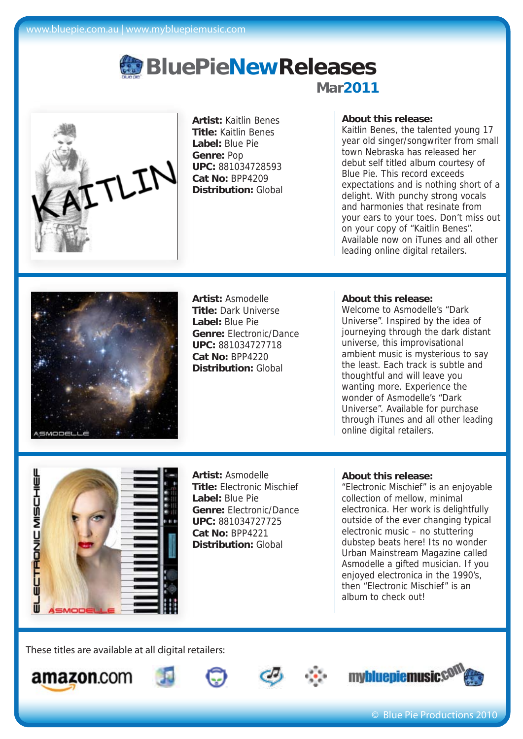# BluePieNewReleases

## Mar2011

**Artist:** Kaitlin Benes
**Title:** Kaitlin Benes
**Label:** Blue Pie
**Genre:** Pop
**UPC:** 881034728593
**Cat No:** BPP4209
**Distribution:** Global

**About this release:**
Kaitlin Benes, the talented young 17 year old singer/songwriter from small town Nebraska has released her debut self titled album courtesy of Blue Pie. This record exceeds expectations and is nothing short of a delight. With punchy strong vocals and harmonies that resinate from your ears to your toes. Don't miss out on your copy of "Kaitlin Benes". Available now on iTunes and all other leading online digital retailers.

**Artist:** Asmodelle
**Title:** Dark Universe
**Label:** Blue Pie
**Genre:** Electronic/Dance
**UPC:** 881034727718
**Cat No:** BPP4220
**Distribution:** Global

**About this release:**
Welcome to Asmodelle's "Dark Universe". Inspired by the idea of journeying through the dark distant universe, this improvisational ambient music is mysterious to say the least. Each track is subtle and thoughtful and will leave you wanting more. Experience the wonder of Asmodelle's "Dark Universe". Available for purchase through iTunes and all other leading online digital retailers.

**Artist:** Asmodelle
**Title:** Electronic Mischief
**Label:** Blue Pie
**Genre:** Electronic/Dance
**UPC:** 881034727725
**Cat No:** BPP4221
**Distribution:** Global

**About this release:**
"Electronic Mischief" is an enjoyable collection of mellow, minimal electronica. Her work is delightfully outside of the ever changing typical electronic music – no stuttering dubstep beats here! Its no wonder Urban Mainstream Magazine called Asmodelle a gifted musician. If you enjoyed electronica in the 1990's, then "Electronic Mischief" is an album to check out!

These titles are available at all digital retailers:

amazon.com mybluepiemusic.com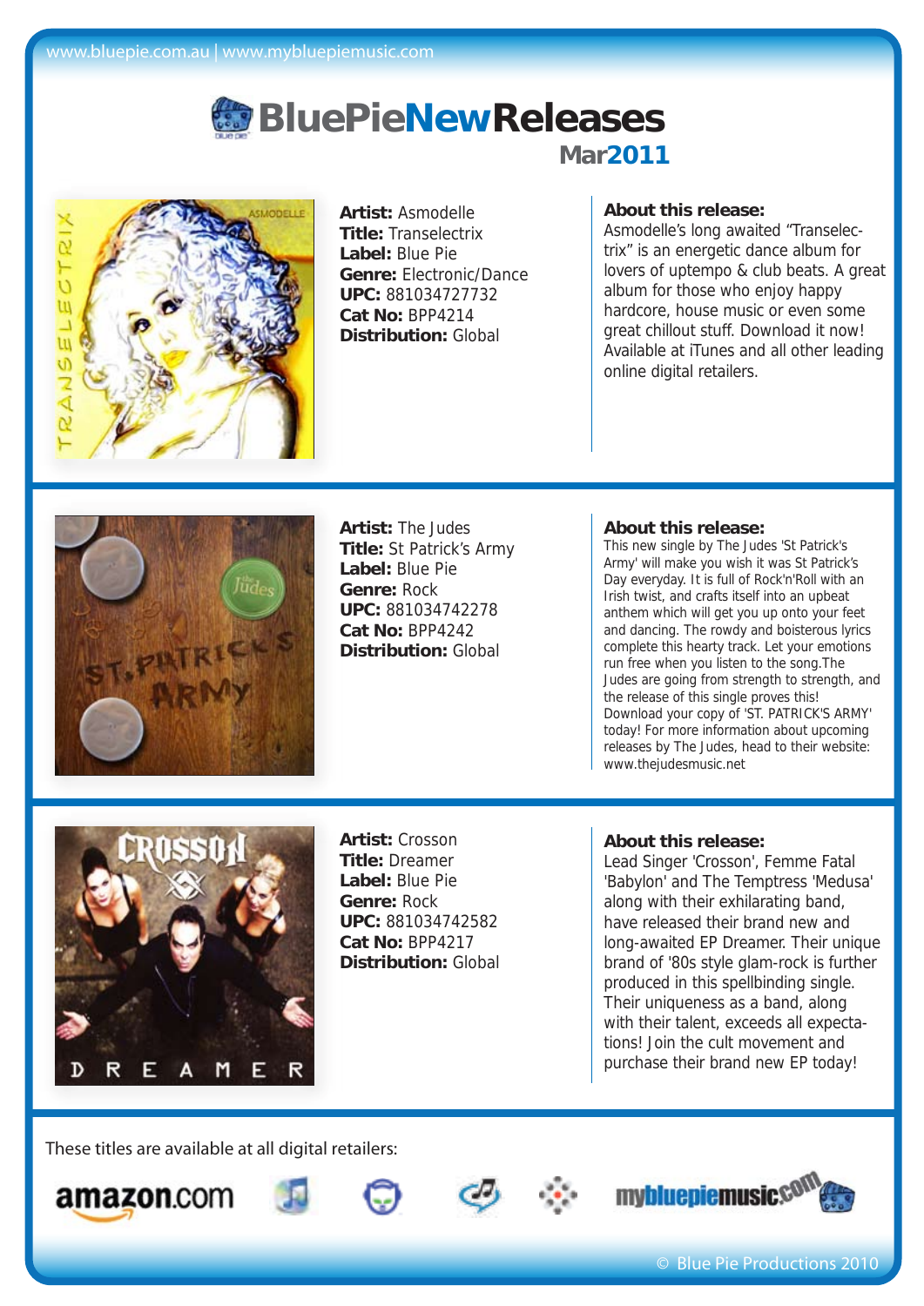www.bluepie.com.au | www.mybluepiemusic.com

# BluePieNewReleases

## Mar2011

**Artist:** Asmodelle
**Title:** Transelectrix
**Label:** Blue Pie
**Genre:** Electronic/Dance
**UPC:** 881034727732
**Cat No:** BPP4214
**Distribution:** Global

**About this release:**
Asmodelle's long awaited "Transelectrix" is an energetic dance album for lovers of uptempo & club beats. A great album for those who enjoy happy hardcore, house music or even some great chillout stuff. Download it now! Available at iTunes and all other leading online digital retailers.

**Artist:** The Judes
**Title:** St Patrick's Army
**Label:** Blue Pie
**Genre:** Rock
**UPC:** 881034742278
**Cat No:** BPP4242
**Distribution:** Global

**About this release:**
This new single by The Judes 'St Patrick's Army' will make you wish it was St Patrick's Day everyday. It is full of Rock'n'Roll with an Irish twist, and crafts itself into an upbeat anthem which will get you up onto your feet and dancing. The rowdy and boisterous lyrics complete this hearty track. Let your emotions run free when you listen to the song.The Judes are going from strength to strength, and the release of this single proves this! Download your copy of 'ST. PATRICK'S ARMY' today! For more information about upcoming releases by The Judes, head to their website: www.thejudesmusic.net

**Artist:** Crosson
**Title:** Dreamer
**Label:** Blue Pie
**Genre:** Rock
**UPC:** 881034742582
**Cat No:** BPP4217
**Distribution:** Global

**About this release:**
Lead Singer 'Crosson', Femme Fatal 'Babylon' and The Temptress 'Medusa' along with their exhilarating band, have released their brand new and long-awaited EP Dreamer. Their unique brand of '80s style glam-rock is further produced in this spellbinding single. Their uniqueness as a band, along with their talent, exceeds all expectations! Join the cult movement and purchase their brand new EP today!

These titles are available at all digital retailers:

amazon.com mybluepiemusic.com

© Blue Pie Productions 2010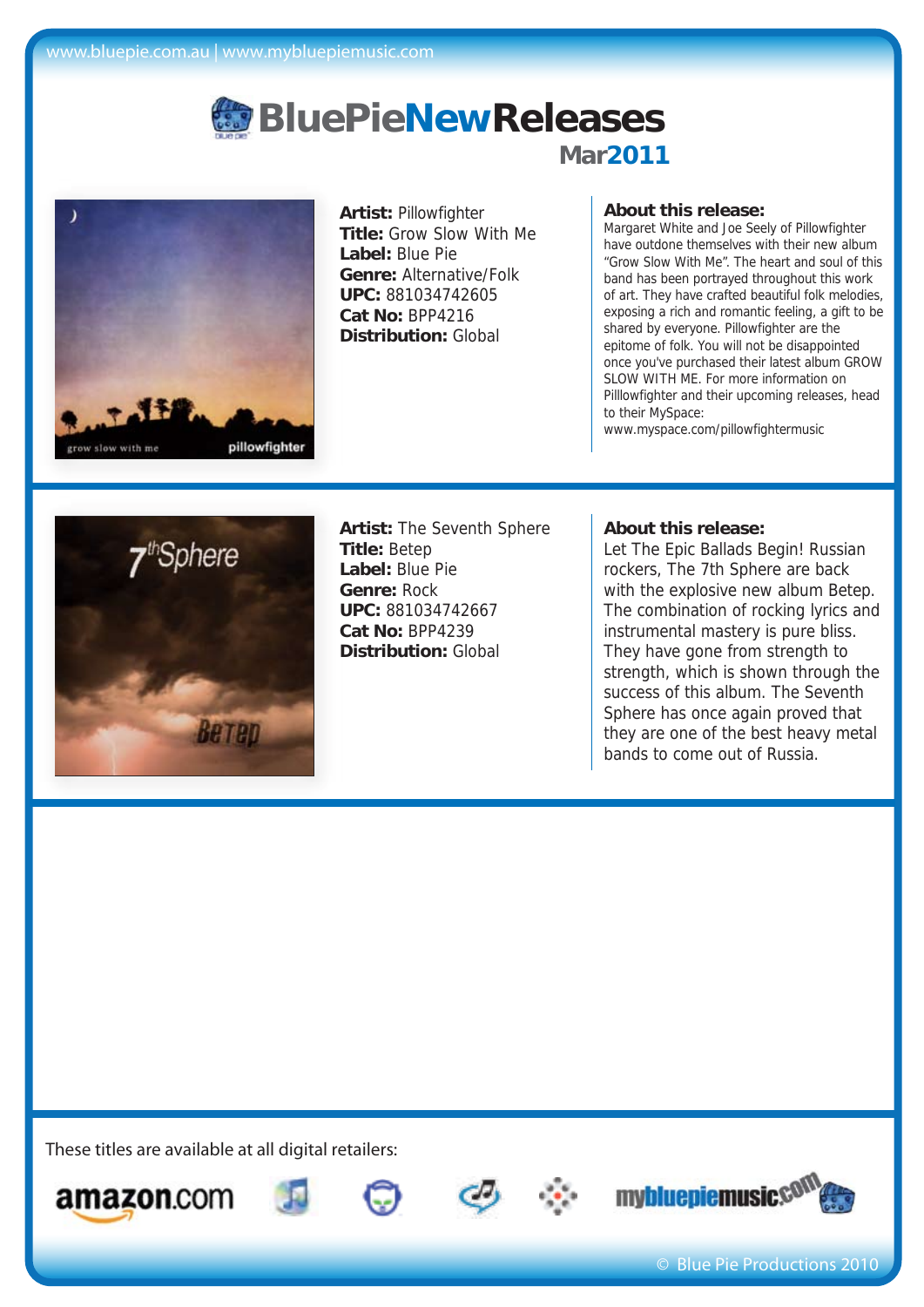# BluePieNewReleases

## Mar2011

**Artist:** Pillowfighter
**Title:** Grow Slow With Me
**Label:** Blue Pie
**Genre:** Alternative/Folk
**UPC:** 881034742605
**Cat No:** BPP4216
**Distribution:** Global

**About this release:**
Margaret White and Joe Seely of Pillowfighter have outdone themselves with their new album "Grow Slow With Me". The heart and soul of this band has been portrayed throughout this work of art. They have crafted beautiful folk melodies, exposing a rich and romantic feeling, a gift to be shared by everyone. Pillowfighter are the epitome of folk. You will not be disappointed once you've purchased their latest album GROW SLOW WITH ME. For more information on Pilllowfighter and their upcoming releases, head to their MySpace: www.myspace.com/pillowfightermusic

**Artist:** The Seventh Sphere
**Title:** Betep
**Label:** Blue Pie
**Genre:** Rock
**UPC:** 881034742667
**Cat No:** BPP4239
**Distribution:** Global

**About this release:**
Let The Epic Ballads Begin! Russian rockers, The 7th Sphere are back with the explosive new album Betep. The combination of rocking lyrics and instrumental mastery is pure bliss. They have gone from strength to strength, which is shown through the success of this album. The Seventh Sphere has once again proved that they are one of the best heavy metal bands to come out of Russia.

These titles are available at all digital retailers: